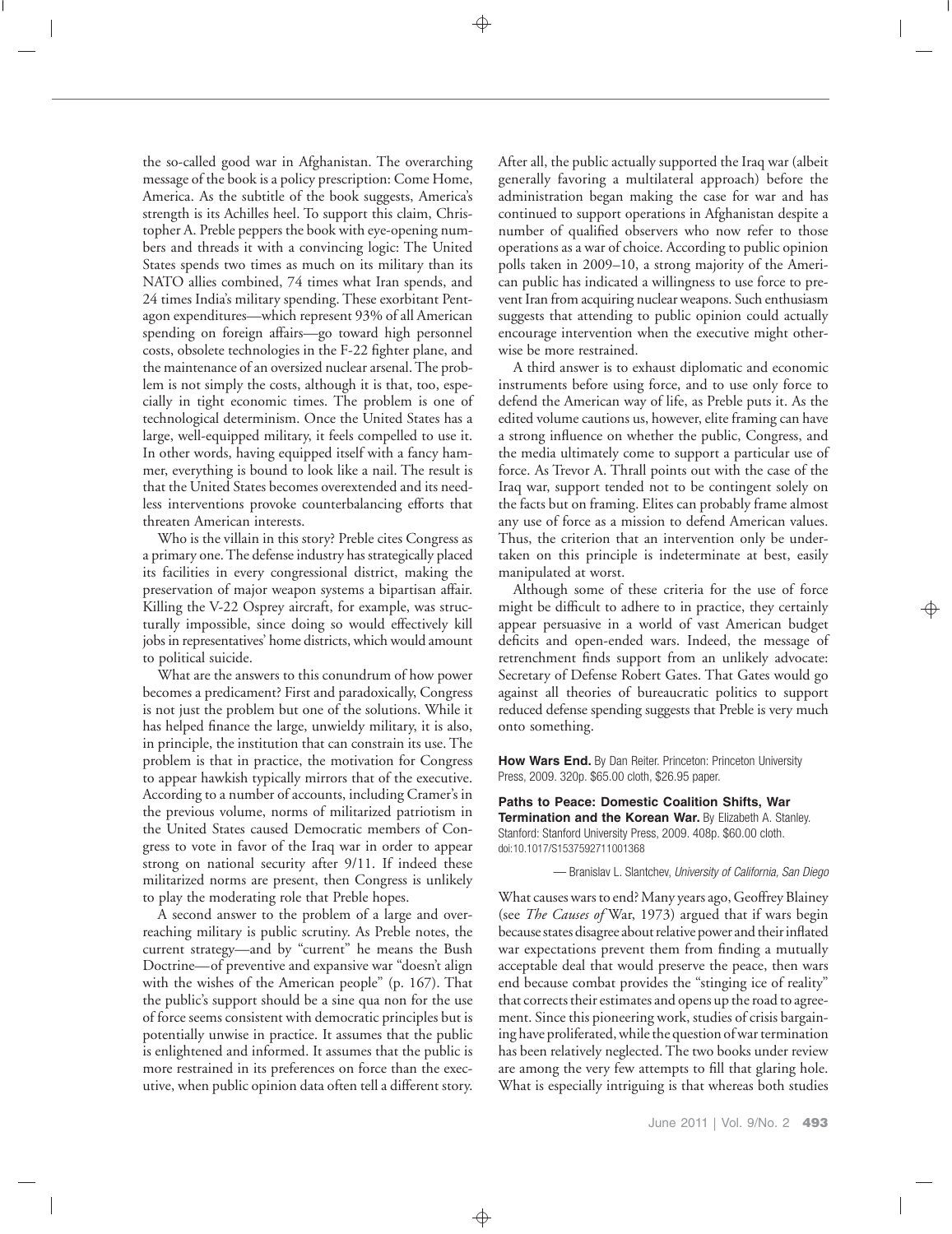the so-called good war in Afghanistan. The overarching message of the book is a policy prescription: Come Home, America. As the subtitle of the book suggests, America's strength is its Achilles heel. To support this claim, Christopher A. Preble peppers the book with eye-opening numbers and threads it with a convincing logic: The United States spends two times as much on its military than its NATO allies combined, 74 times what Iran spends, and 24 times India's military spending. These exorbitant Pentagon expenditures—which represent 93% of all American spending on foreign affairs—go toward high personnel costs, obsolete technologies in the F-22 fighter plane, and the maintenance of an oversized nuclear arsenal. The problem is not simply the costs, although it is that, too, especially in tight economic times. The problem is one of technological determinism. Once the United States has a large, well-equipped military, it feels compelled to use it. In other words, having equipped itself with a fancy hammer, everything is bound to look like a nail. The result is that the United States becomes overextended and its needless interventions provoke counterbalancing efforts that threaten American interests.

Who is the villain in this story? Preble cites Congress as a primary one. The defense industry has strategically placed its facilities in every congressional district, making the preservation of major weapon systems a bipartisan affair. Killing the V-22 Osprey aircraft, for example, was structurally impossible, since doing so would effectively kill jobs in representatives' home districts, which would amount to political suicide.

What are the answers to this conundrum of how power becomes a predicament? First and paradoxically, Congress is not just the problem but one of the solutions. While it has helped finance the large, unwieldy military, it is also, in principle, the institution that can constrain its use. The problem is that in practice, the motivation for Congress to appear hawkish typically mirrors that of the executive. According to a number of accounts, including Cramer's in the previous volume, norms of militarized patriotism in the United States caused Democratic members of Congress to vote in favor of the Iraq war in order to appear strong on national security after 9/11. If indeed these militarized norms are present, then Congress is unlikely to play the moderating role that Preble hopes.

A second answer to the problem of a large and overreaching military is public scrutiny. As Preble notes, the current strategy—and by "current" he means the Bush Doctrine—of preventive and expansive war "doesn't align with the wishes of the American people" (p. 167). That the public's support should be a sine qua non for the use of force seems consistent with democratic principles but is potentially unwise in practice. It assumes that the public is enlightened and informed. It assumes that the public is more restrained in its preferences on force than the executive, when public opinion data often tell a different story. After all, the public actually supported the Iraq war (albeit generally favoring a multilateral approach) before the administration began making the case for war and has continued to support operations in Afghanistan despite a number of qualified observers who now refer to those operations as a war of choice. According to public opinion polls taken in 2009–10, a strong majority of the American public has indicated a willingness to use force to prevent Iran from acquiring nuclear weapons. Such enthusiasm suggests that attending to public opinion could actually encourage intervention when the executive might otherwise be more restrained.

A third answer is to exhaust diplomatic and economic instruments before using force, and to use only force to defend the American way of life, as Preble puts it. As the edited volume cautions us, however, elite framing can have a strong influence on whether the public, Congress, and the media ultimately come to support a particular use of force. As Trevor A. Thrall points out with the case of the Iraq war, support tended not to be contingent solely on the facts but on framing. Elites can probably frame almost any use of force as a mission to defend American values. Thus, the criterion that an intervention only be undertaken on this principle is indeterminate at best, easily manipulated at worst.

Although some of these criteria for the use of force might be difficult to adhere to in practice, they certainly appear persuasive in a world of vast American budget deficits and open-ended wars. Indeed, the message of retrenchment finds support from an unlikely advocate: Secretary of Defense Robert Gates. That Gates would go against all theories of bureaucratic politics to support reduced defense spending suggests that Preble is very much onto something.

**How Wars End.** By Dan Reiter. Princeton: Princeton University Press, 2009. 320p. $65.00 cloth, $26.95 paper.

**Paths to Peace: Domestic Coalition Shifts, War Termination and the Korean War.** By Elizabeth A. Stanley. Stanford: Stanford University Press, 2009. 408p. $60.00 cloth. doi:10.1017/S1537592711001368

— Branislav L. Slantchev, *University of California, San Diego*

What causes wars to end? Many years ago, Geoffrey Blainey (see *The Causes of* War, 1973) argued that if wars begin because states disagree about relative power and their inflated war expectations prevent them from finding a mutually acceptable deal that would preserve the peace, then wars end because combat provides the "stinging ice of reality" that corrects their estimates and opens up the road to agreement. Since this pioneering work, studies of crisis bargaining have proliferated, while the question of war termination has been relatively neglected. The two books under review are among the very few attempts to fill that glaring hole. What is especially intriguing is that whereas both studies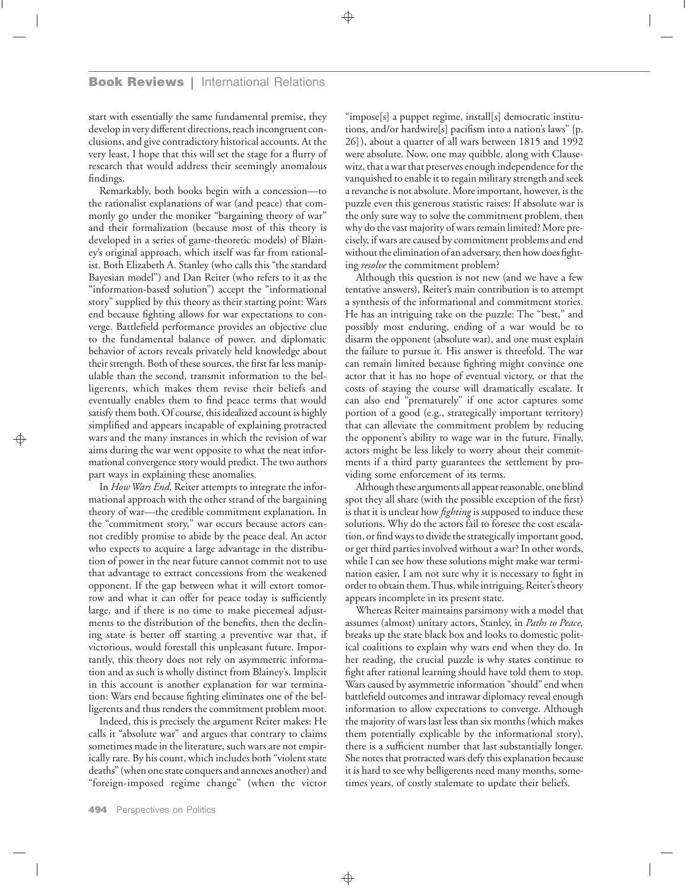start with essentially the same fundamental premise, they develop in very different directions, reach incongruent conclusions, and give contradictory historical accounts. At the very least, I hope that this will set the stage for a flurry of research that would address their seemingly anomalous findings.

Remarkably, both books begin with a concession—to the rationalist explanations of war (and peace) that commonly go under the moniker "bargaining theory of war" and their formalization (because most of this theory is developed in a series of game-theoretic models) of Blainey's original approach, which itself was far from rationalist. Both Elizabeth A. Stanley (who calls this "the standard Bayesian model") and Dan Reiter (who refers to it as the "information-based solution") accept the "informational story" supplied by this theory as their starting point: Wars end because fighting allows for war expectations to converge. Battlefield performance provides an objective clue to the fundamental balance of power, and diplomatic behavior of actors reveals privately held knowledge about their strength. Both of these sources, the first far less manipulable than the second, transmit information to the belligerents, which makes them revise their beliefs and eventually enables them to find peace terms that would satisfy them both. Of course, this idealized account is highly simplified and appears incapable of explaining protracted wars and the many instances in which the revision of war aims during the war went opposite to what the neat informational convergence story would predict. The two authors part ways in explaining these anomalies.

In *How Wars End,* Reiter attempts to integrate the informational approach with the other strand of the bargaining theory of war—the credible commitment explanation. In the "commitment story," war occurs because actors cannot credibly promise to abide by the peace deal. An actor who expects to acquire a large advantage in the distribution of power in the near future cannot commit not to use that advantage to extract concessions from the weakened opponent. If the gap between what it will extort tomorrow and what it can offer for peace today is sufficiently large, and if there is no time to make piecemeal adjustments to the distribution of the benefits, then the declining state is better off starting a preventive war that, if victorious, would forestall this unpleasant future. Importantly, this theory does not rely on asymmetric information and as such is wholly distinct from Blainey's. Implicit in this account is another explanation for war termination: Wars end because fighting eliminates one of the belligerents and thus renders the commitment problem moot.

Indeed, this is precisely the argument Reiter makes: He calls it "absolute war" and argues that contrary to claims sometimes made in the literature, such wars are not empirically rare. By his count, which includes both "violent state deaths" (when one state conquers and annexes another) and "foreign-imposed regime change" (when the victor "impose[s] a puppet regime, install[s] democratic institutions, and/or hardwire[s] pacifism into a nation's laws" [p. 26]), about a quarter of all wars between 1815 and 1992 were absolute. Now, one may quibble, along with Clausewitz, that a war that preserves enough independence for the vanquished to enable it to regain military strength and seek a revanche is not absolute. More important, however, is the puzzle even this generous statistic raises: If absolute war is the only sure way to solve the commitment problem, then why do the vast majority of wars remain limited? More precisely, if wars are caused by commitment problems and end without the elimination of an adversary, then how does fighting *resolve* the commitment problem?

Although this question is not new (and we have a few tentative answers), Reiter's main contribution is to attempt a synthesis of the informational and commitment stories. He has an intriguing take on the puzzle: The "best," and possibly most enduring, ending of a war would be to disarm the opponent (absolute war), and one must explain the failure to pursue it. His answer is threefold. The war can remain limited because fighting might convince one actor that it has no hope of eventual victory, or that the costs of staying the course will dramatically escalate. It can also end "prematurely" if one actor captures some portion of a good (e.g., strategically important territory) that can alleviate the commitment problem by reducing the opponent's ability to wage war in the future. Finally, actors might be less likely to worry about their commitments if a third party guarantees the settlement by providing some enforcement of its terms.

Although these arguments all appear reasonable, one blind spot they all share (with the possible exception of the first) is that it is unclear how *fighting* is supposed to induce these solutions. Why do the actors fail to foresee the cost escalation, or find ways to divide the strategically important good, or get third parties involved without a war? In other words, while I can see how these solutions might make war termination easier, I am not sure why it is necessary to fight in order to obtain them. Thus, while intriguing, Reiter's theory appears incomplete in its present state.

Whereas Reiter maintains parsimony with a model that assumes (almost) unitary actors, Stanley, in *Paths to Peace,* breaks up the state black box and looks to domestic political coalitions to explain why wars end when they do. In her reading, the crucial puzzle is why states continue to fight after rational learning should have told them to stop. Wars caused by asymmetric information "should" end when battlefield outcomes and intrawar diplomacy reveal enough information to allow expectations to converge. Although the majority of wars last less than six months (which makes them potentially explicable by the informational story), there is a sufficient number that last substantially longer. She notes that protracted wars defy this explanation because it is hard to see why belligerents need many months, sometimes years, of costly stalemate to update their beliefs.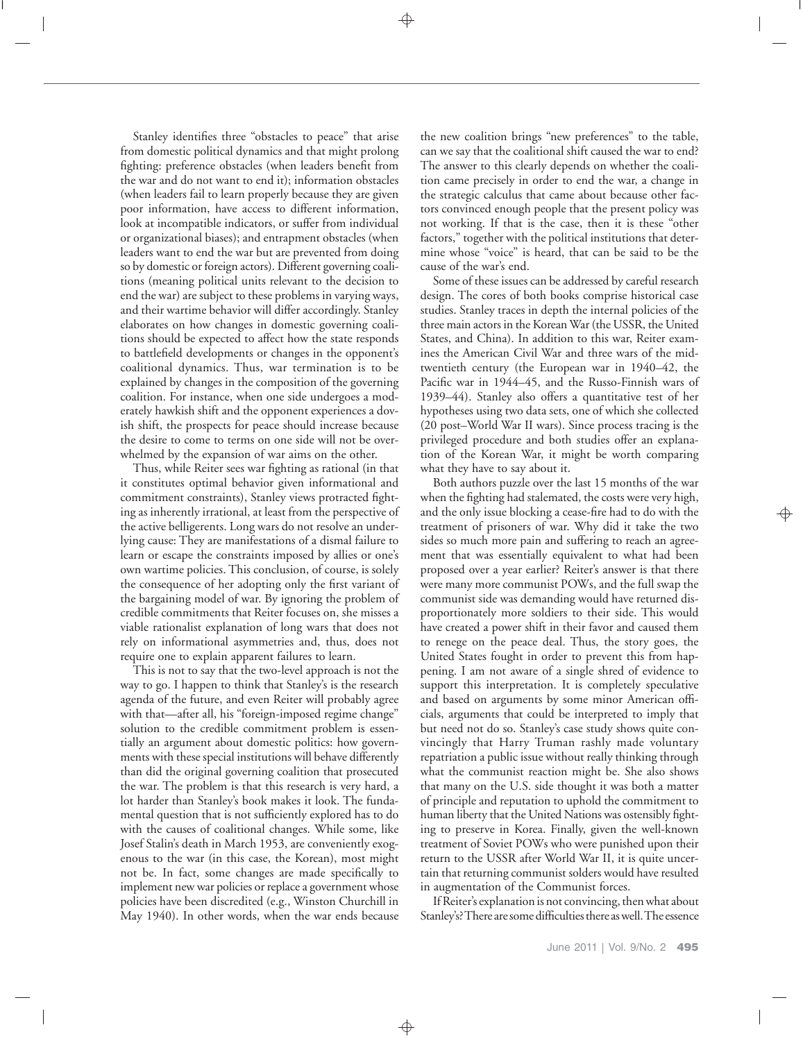Stanley identifies three "obstacles to peace" that arise from domestic political dynamics and that might prolong fighting: preference obstacles (when leaders benefit from the war and do not want to end it); information obstacles (when leaders fail to learn properly because they are given poor information, have access to different information, look at incompatible indicators, or suffer from individual or organizational biases); and entrapment obstacles (when leaders want to end the war but are prevented from doing so by domestic or foreign actors). Different governing coalitions (meaning political units relevant to the decision to end the war) are subject to these problems in varying ways, and their wartime behavior will differ accordingly. Stanley elaborates on how changes in domestic governing coalitions should be expected to affect how the state responds to battlefield developments or changes in the opponent's coalitional dynamics. Thus, war termination is to be explained by changes in the composition of the governing coalition. For instance, when one side undergoes a moderately hawkish shift and the opponent experiences a dovish shift, the prospects for peace should increase because the desire to come to terms on one side will not be overwhelmed by the expansion of war aims on the other.

Thus, while Reiter sees war fighting as rational (in that it constitutes optimal behavior given informational and commitment constraints), Stanley views protracted fighting as inherently irrational, at least from the perspective of the active belligerents. Long wars do not resolve an underlying cause: They are manifestations of a dismal failure to learn or escape the constraints imposed by allies or one's own wartime policies. This conclusion, of course, is solely the consequence of her adopting only the first variant of the bargaining model of war. By ignoring the problem of credible commitments that Reiter focuses on, she misses a viable rationalist explanation of long wars that does not rely on informational asymmetries and, thus, does not require one to explain apparent failures to learn.

This is not to say that the two-level approach is not the way to go. I happen to think that Stanley's is the research agenda of the future, and even Reiter will probably agree with that—after all, his "foreign-imposed regime change" solution to the credible commitment problem is essentially an argument about domestic politics: how governments with these special institutions will behave differently than did the original governing coalition that prosecuted the war. The problem is that this research is very hard, a lot harder than Stanley's book makes it look. The fundamental question that is not sufficiently explored has to do with the causes of coalitional changes. While some, like Josef Stalin's death in March 1953, are conveniently exogenous to the war (in this case, the Korean), most might not be. In fact, some changes are made specifically to implement new war policies or replace a government whose policies have been discredited (e.g., Winston Churchill in May 1940). In other words, when the war ends because the new coalition brings "new preferences" to the table, can we say that the coalitional shift caused the war to end? The answer to this clearly depends on whether the coalition came precisely in order to end the war, a change in the strategic calculus that came about because other factors convinced enough people that the present policy was not working. If that is the case, then it is these "other factors," together with the political institutions that determine whose "voice" is heard, that can be said to be the cause of the war's end.

Some of these issues can be addressed by careful research design. The cores of both books comprise historical case studies. Stanley traces in depth the internal policies of the three main actors in the Korean War (the USSR, the United States, and China). In addition to this war, Reiter examines the American Civil War and three wars of the mid-twentieth century (the European war in 1940–42, the Pacific war in 1944–45, and the Russo-Finnish wars of 1939–44). Stanley also offers a quantitative test of her hypotheses using two data sets, one of which she collected (20 post–World War II wars). Since process tracing is the privileged procedure and both studies offer an explanation of the Korean War, it might be worth comparing what they have to say about it.

Both authors puzzle over the last 15 months of the war when the fighting had stalemated, the costs were very high, and the only issue blocking a cease-fire had to do with the treatment of prisoners of war. Why did it take the two sides so much more pain and suffering to reach an agreement that was essentially equivalent to what had been proposed over a year earlier? Reiter's answer is that there were many more communist POWs, and the full swap the communist side was demanding would have returned disproportionately more soldiers to their side. This would have created a power shift in their favor and caused them to renege on the peace deal. Thus, the story goes, the United States fought in order to prevent this from happening. I am not aware of a single shred of evidence to support this interpretation. It is completely speculative and based on arguments by some minor American officials, arguments that could be interpreted to imply that but need not do so. Stanley's case study shows quite convincingly that Harry Truman rashly made voluntary repatriation a public issue without really thinking through what the communist reaction might be. She also shows that many on the U.S. side thought it was both a matter of principle and reputation to uphold the commitment to human liberty that the United Nations was ostensibly fighting to preserve in Korea. Finally, given the well-known treatment of Soviet POWs who were punished upon their return to the USSR after World War II, it is quite uncertain that returning communist solders would have resulted in augmentation of the Communist forces.

If Reiter's explanation is not convincing, then what about Stanley's? There are some difficulties there as well. The essence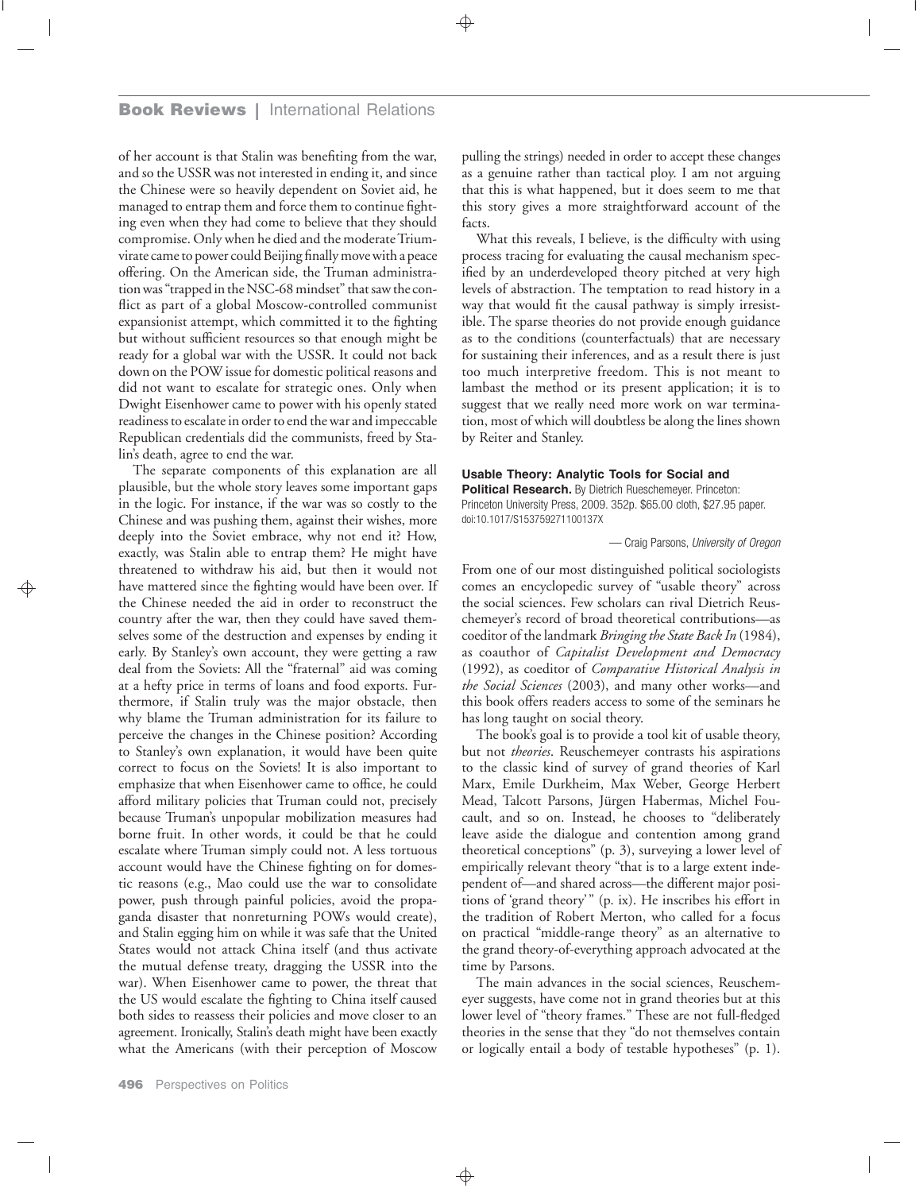of her account is that Stalin was benefiting from the war, and so the USSR was not interested in ending it, and since the Chinese were so heavily dependent on Soviet aid, he managed to entrap them and force them to continue fighting even when they had come to believe that they should compromise. Only when he died and the moderate Triumvirate came to power could Beijing finally move with a peace offering. On the American side, the Truman administration was "trapped in the NSC-68 mindset" that saw the conflict as part of a global Moscow-controlled communist expansionist attempt, which committed it to the fighting but without sufficient resources so that enough might be ready for a global war with the USSR. It could not back down on the POW issue for domestic political reasons and did not want to escalate for strategic ones. Only when Dwight Eisenhower came to power with his openly stated readiness to escalate in order to end the war and impeccable Republican credentials did the communists, freed by Stalin's death, agree to end the war.

The separate components of this explanation are all plausible, but the whole story leaves some important gaps in the logic. For instance, if the war was so costly to the Chinese and was pushing them, against their wishes, more deeply into the Soviet embrace, why not end it? How, exactly, was Stalin able to entrap them? He might have threatened to withdraw his aid, but then it would not have mattered since the fighting would have been over. If the Chinese needed the aid in order to reconstruct the country after the war, then they could have saved themselves some of the destruction and expenses by ending it early. By Stanley's own account, they were getting a raw deal from the Soviets: All the "fraternal" aid was coming at a hefty price in terms of loans and food exports. Furthermore, if Stalin truly was the major obstacle, then why blame the Truman administration for its failure to perceive the changes in the Chinese position? According to Stanley's own explanation, it would have been quite correct to focus on the Soviets! It is also important to emphasize that when Eisenhower came to office, he could afford military policies that Truman could not, precisely because Truman's unpopular mobilization measures had borne fruit. In other words, it could be that he could escalate where Truman simply could not. A less tortuous account would have the Chinese fighting on for domestic reasons (e.g., Mao could use the war to consolidate power, push through painful policies, avoid the propaganda disaster that nonreturning POWs would create), and Stalin egging him on while it was safe that the United States would not attack China itself (and thus activate the mutual defense treaty, dragging the USSR into the war). When Eisenhower came to power, the threat that the US would escalate the fighting to China itself caused both sides to reassess their policies and move closer to an agreement. Ironically, Stalin's death might have been exactly what the Americans (with their perception of Moscow pulling the strings) needed in order to accept these changes as a genuine rather than tactical ploy. I am not arguing that this is what happened, but it does seem to me that this story gives a more straightforward account of the facts.

What this reveals, I believe, is the difficulty with using process tracing for evaluating the causal mechanism specified by an underdeveloped theory pitched at very high levels of abstraction. The temptation to read history in a way that would fit the causal pathway is simply irresistible. The sparse theories do not provide enough guidance as to the conditions (counterfactuals) that are necessary for sustaining their inferences, and as a result there is just too much interpretive freedom. This is not meant to lambast the method or its present application; it is to suggest that we really need more work on war termination, most of which will doubtless be along the lines shown by Reiter and Stanley.

**Usable Theory: Analytic Tools for Social and Political Research.** By Dietrich Rueschemeyer. Princeton: Princeton University Press, 2009. 352p. $65.00 cloth, $27.95 paper. doi:10.1017/S153759271100137X

— Craig Parsons, *University of Oregon*

From one of our most distinguished political sociologists comes an encyclopedic survey of "usable theory" across the social sciences. Few scholars can rival Dietrich Rueschemeyer's record of broad theoretical contributions—as coeditor of the landmark *Bringing the State Back In* (1984), as coauthor of *Capitalist Development and Democracy* (1992), as coeditor of *Comparative Historical Analysis in the Social Sciences* (2003), and many other works—and this book offers readers access to some of the seminars he has long taught on social theory.

The book's goal is to provide a tool kit of usable theory, but not *theories*. Rueschemeyer contrasts his aspirations to the classic kind of survey of grand theories of Karl Marx, Emile Durkheim, Max Weber, George Herbert Mead, Talcott Parsons, Jürgen Habermas, Michel Foucault, and so on. Instead, he chooses to "deliberately leave aside the dialogue and contention among grand theoretical conceptions" (p. 3), surveying a lower level of empirically relevant theory "that is to a large extent independent of—and shared across—the different major positions of 'grand theory'" (p. ix). He inscribes his effort in the tradition of Robert Merton, who called for a focus on practical "middle-range theory" as an alternative to the grand theory-of-everything approach advocated at the time by Parsons.

The main advances in the social sciences, Rueschemeyer suggests, have come not in grand theories but at this lower level of "theory frames." These are not full-fledged theories in the sense that they "do not themselves contain or logically entail a body of testable hypotheses" (p. 1).